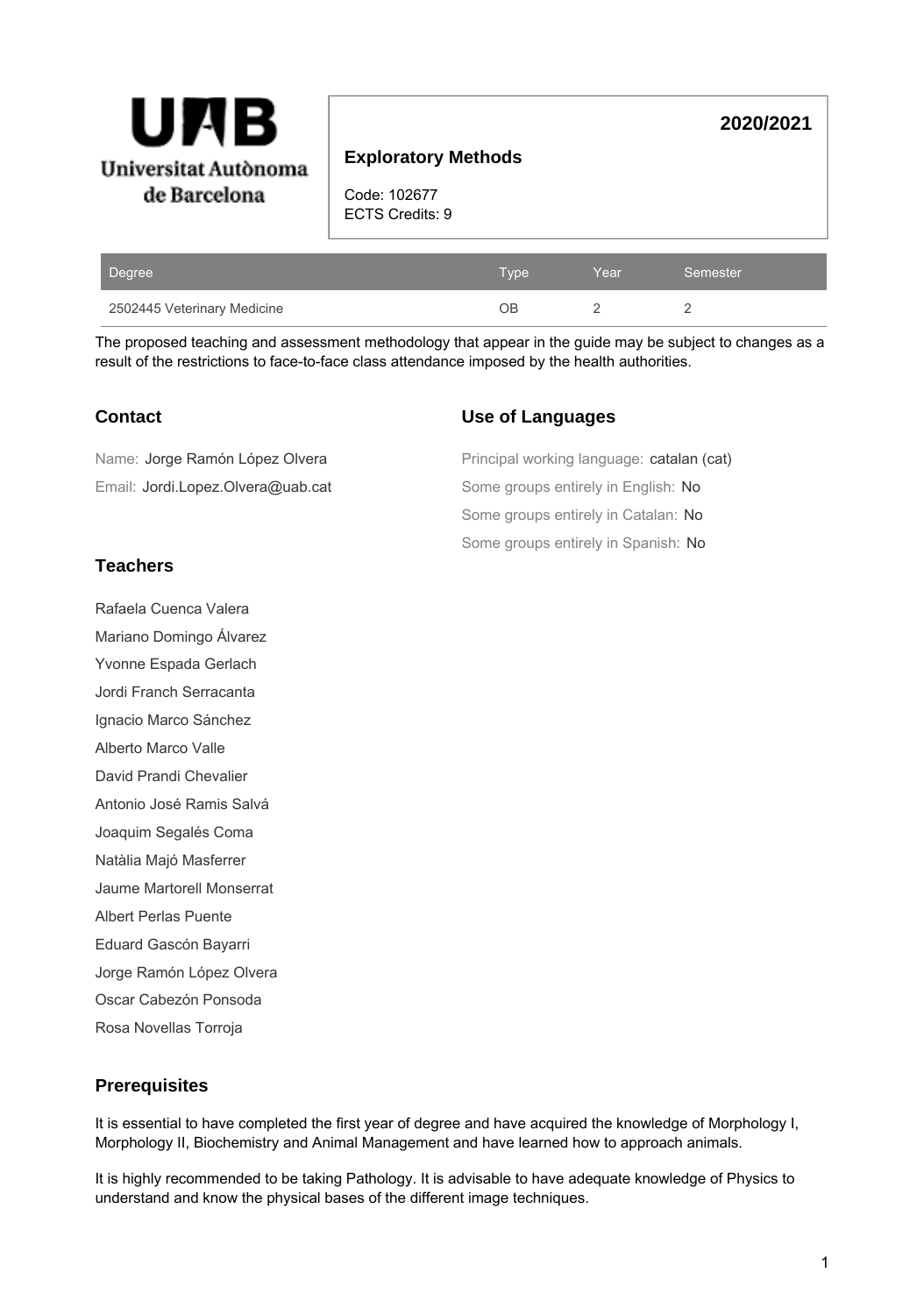**Universitat Autònoma de Barcelona**

# Exploratory Methods

**2020/2021**

Code: 102677
ECTS Credits: 9

| Degree | Type | Year | Semester |
|---|---|---|---|
| 2502445 Veterinary Medicine | OB | 2 | 2 |

The proposed teaching and assessment methodology that appear in the guide may be subject to changes as a result of the restrictions to face-to-face class attendance imposed by the health authorities.

## Contact

Name: Jorge Ramón López Olvera

Email: Jordi.Lopez.Olvera@uab.cat

## Use of Languages

Principal working language: catalan (cat)

Some groups entirely in English: No

Some groups entirely in Catalan: No

Some groups entirely in Spanish: No

## Teachers

Rafaela Cuenca Valera

Mariano Domingo Álvarez

Yvonne Espada Gerlach

Jordi Franch Serracanta

Ignacio Marco Sánchez

Alberto Marco Valle

David Prandi Chevalier

Antonio José Ramis Salvá

Joaquim Segalés Coma

Natàlia Majó Masferrer

Jaume Martorell Monserrat

Albert Perlas Puente

Eduard Gascón Bayarri

Jorge Ramón López Olvera

Oscar Cabezón Ponsoda

Rosa Novellas Torroja

## Prerequisites

It is essential to have completed the first year of degree and have acquired the knowledge of Morphology I, Morphology II, Biochemistry and Animal Management and have learned how to approach animals.

It is highly recommended to be taking Pathology. It is advisable to have adequate knowledge of Physics to understand and know the physical bases of the different image techniques.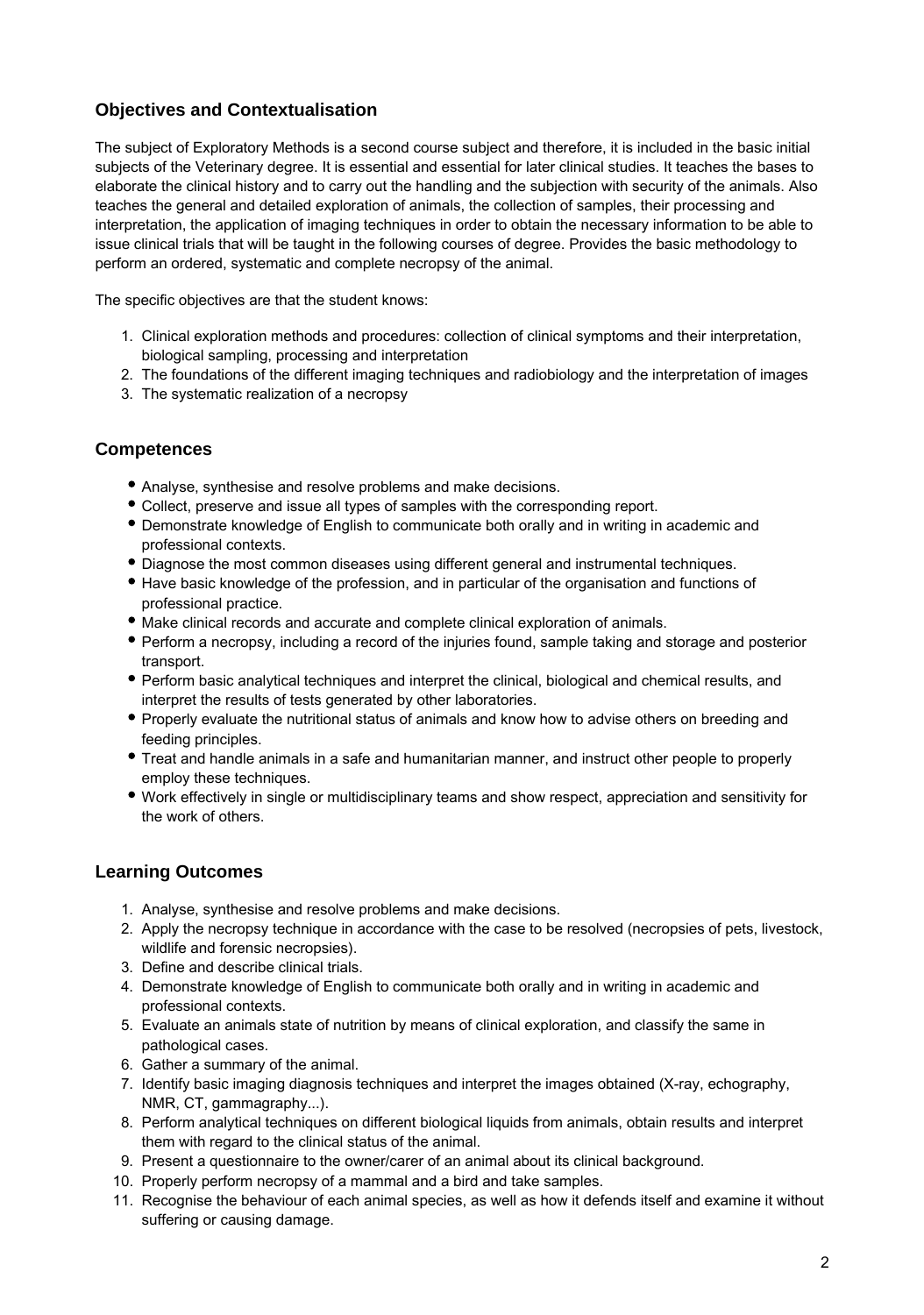## Objectives and Contextualisation

The subject of Exploratory Methods is a second course subject and therefore, it is included in the basic initial subjects of the Veterinary degree. It is essential and essential for later clinical studies. It teaches the bases to elaborate the clinical history and to carry out the handling and the subjection with security of the animals. Also teaches the general and detailed exploration of animals, the collection of samples, their processing and interpretation, the application of imaging techniques in order to obtain the necessary information to be able to issue clinical trials that will be taught in the following courses of degree. Provides the basic methodology to perform an ordered, systematic and complete necropsy of the animal.

The specific objectives are that the student knows:

1. Clinical exploration methods and procedures: collection of clinical symptoms and their interpretation, biological sampling, processing and interpretation
2. The foundations of the different imaging techniques and radiobiology and the interpretation of images
3. The systematic realization of a necropsy

## Competences

- Analyse, synthesise and resolve problems and make decisions.
- Collect, preserve and issue all types of samples with the corresponding report.
- Demonstrate knowledge of English to communicate both orally and in writing in academic and professional contexts.
- Diagnose the most common diseases using different general and instrumental techniques.
- Have basic knowledge of the profession, and in particular of the organisation and functions of professional practice.
- Make clinical records and accurate and complete clinical exploration of animals.
- Perform a necropsy, including a record of the injuries found, sample taking and storage and posterior transport.
- Perform basic analytical techniques and interpret the clinical, biological and chemical results, and interpret the results of tests generated by other laboratories.
- Properly evaluate the nutritional status of animals and know how to advise others on breeding and feeding principles.
- Treat and handle animals in a safe and humanitarian manner, and instruct other people to properly employ these techniques.
- Work effectively in single or multidisciplinary teams and show respect, appreciation and sensitivity for the work of others.

## Learning Outcomes

1. Analyse, synthesise and resolve problems and make decisions.
2. Apply the necropsy technique in accordance with the case to be resolved (necropsies of pets, livestock, wildlife and forensic necropsies).
3. Define and describe clinical trials.
4. Demonstrate knowledge of English to communicate both orally and in writing in academic and professional contexts.
5. Evaluate an animals state of nutrition by means of clinical exploration, and classify the same in pathological cases.
6. Gather a summary of the animal.
7. Identify basic imaging diagnosis techniques and interpret the images obtained (X-ray, echography, NMR, CT, gammagraphy...).
8. Perform analytical techniques on different biological liquids from animals, obtain results and interpret them with regard to the clinical status of the animal.
9. Present a questionnaire to the owner/carer of an animal about its clinical background.
10. Properly perform necropsy of a mammal and a bird and take samples.
11. Recognise the behaviour of each animal species, as well as how it defends itself and examine it without suffering or causing damage.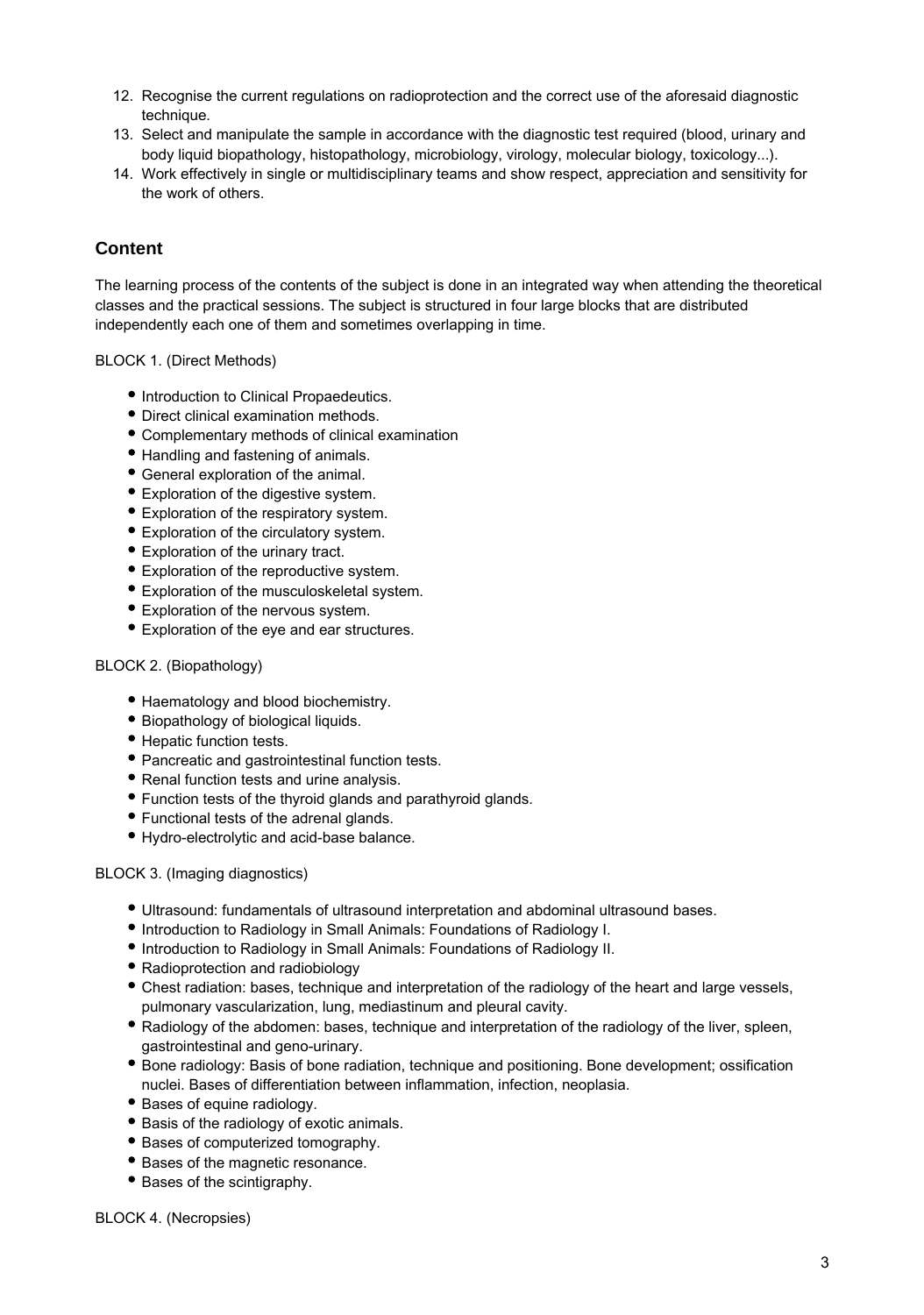12. Recognise the current regulations on radioprotection and the correct use of the aforesaid diagnostic technique.
13. Select and manipulate the sample in accordance with the diagnostic test required (blood, urinary and body liquid biopathology, histopathology, microbiology, virology, molecular biology, toxicology...).
14. Work effectively in single or multidisciplinary teams and show respect, appreciation and sensitivity for the work of others.

## Content

The learning process of the contents of the subject is done in an integrated way when attending the theoretical classes and the practical sessions. The subject is structured in four large blocks that are distributed independently each one of them and sometimes overlapping in time.

BLOCK 1. (Direct Methods)

- Introduction to Clinical Propaedeutics.
- Direct clinical examination methods.
- Complementary methods of clinical examination
- Handling and fastening of animals.
- General exploration of the animal.
- Exploration of the digestive system.
- Exploration of the respiratory system.
- Exploration of the circulatory system.
- Exploration of the urinary tract.
- Exploration of the reproductive system.
- Exploration of the musculoskeletal system.
- Exploration of the nervous system.
- Exploration of the eye and ear structures.

BLOCK 2. (Biopathology)

- Haematology and blood biochemistry.
- Biopathology of biological liquids.
- Hepatic function tests.
- Pancreatic and gastrointestinal function tests.
- Renal function tests and urine analysis.
- Function tests of the thyroid glands and parathyroid glands.
- Functional tests of the adrenal glands.
- Hydro-electrolytic and acid-base balance.

BLOCK 3. (Imaging diagnostics)

- Ultrasound: fundamentals of ultrasound interpretation and abdominal ultrasound bases.
- Introduction to Radiology in Small Animals: Foundations of Radiology I.
- Introduction to Radiology in Small Animals: Foundations of Radiology II.
- Radioprotection and radiobiology
- Chest radiation: bases, technique and interpretation of the radiology of the heart and large vessels, pulmonary vascularization, lung, mediastinum and pleural cavity.
- Radiology of the abdomen: bases, technique and interpretation of the radiology of the liver, spleen, gastrointestinal and geno-urinary.
- Bone radiology: Basis of bone radiation, technique and positioning. Bone development; ossification nuclei. Bases of differentiation between inflammation, infection, neoplasia.
- Bases of equine radiology.
- Basis of the radiology of exotic animals.
- Bases of computerized tomography.
- Bases of the magnetic resonance.
- Bases of the scintigraphy.

BLOCK 4. (Necropsies)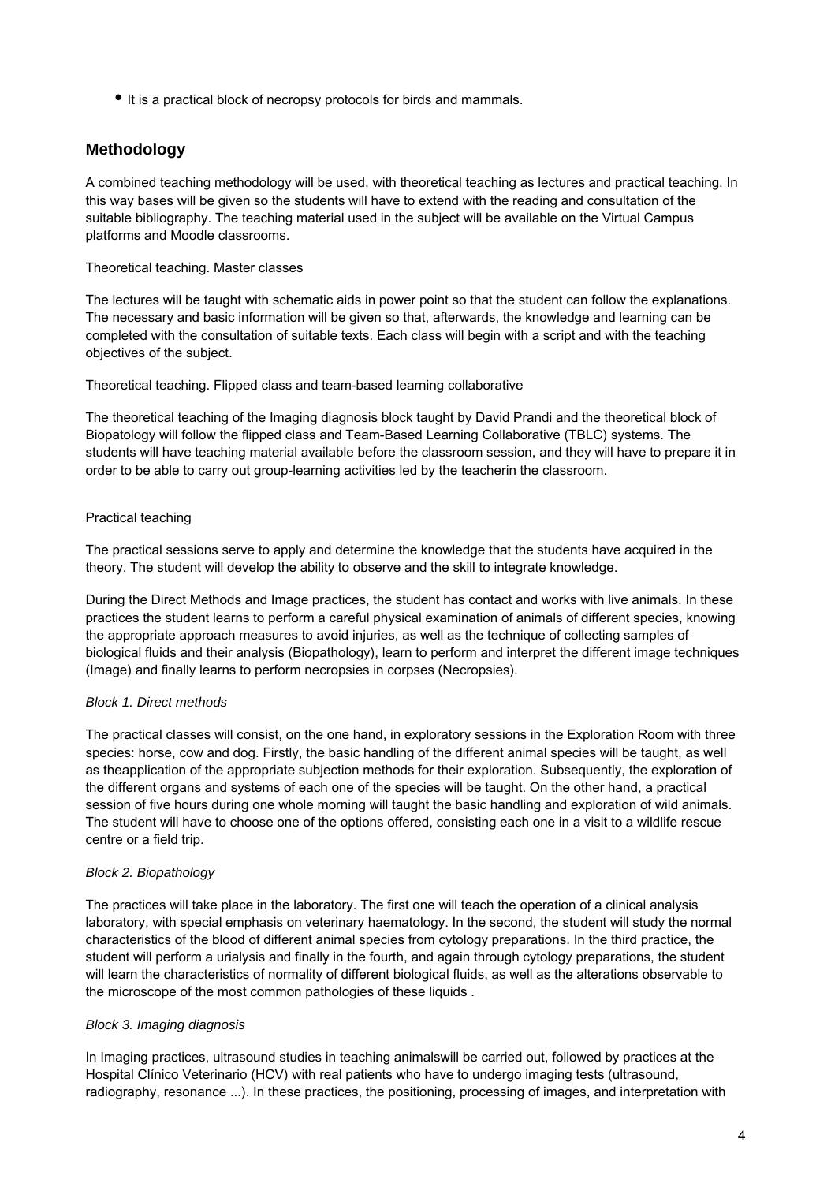- It is a practical block of necropsy protocols for birds and mammals.

## Methodology

A combined teaching methodology will be used, with theoretical teaching as lectures and practical teaching. In this way bases will be given so the students will have to extend with the reading and consultation of the suitable bibliography. The teaching material used in the subject will be available on the Virtual Campus platforms and Moodle classrooms.

Theoretical teaching. Master classes

The lectures will be taught with schematic aids in power point so that the student can follow the explanations. The necessary and basic information will be given so that, afterwards, the knowledge and learning can be completed with the consultation of suitable texts. Each class will begin with a script and with the teaching objectives of the subject.

Theoretical teaching. Flipped class and team-based learning collaborative

The theoretical teaching of the Imaging diagnosis block taught by David Prandi and the theoretical block of Biopatology will follow the flipped class and Team-Based Learning Collaborative (TBLC) systems. The students will have teaching material available before the classroom session, and they will have to prepare it in order to be able to carry out group-learning activities led by the teacherin the classroom.

Practical teaching

The practical sessions serve to apply and determine the knowledge that the students have acquired in the theory. The student will develop the ability to observe and the skill to integrate knowledge.

During the Direct Methods and Image practices, the student has contact and works with live animals. In these practices the student learns to perform a careful physical examination of animals of different species, knowing the appropriate approach measures to avoid injuries, as well as the technique of collecting samples of biological fluids and their analysis (Biopathology), learn to perform and interpret the different image techniques (Image) and finally learns to perform necropsies in corpses (Necropsies).

*Block 1. Direct methods*

The practical classes will consist, on the one hand, in exploratory sessions in the Exploration Room with three species: horse, cow and dog. Firstly, the basic handling of the different animal species will be taught, as well as theapplication of the appropriate subjection methods for their exploration. Subsequently, the exploration of the different organs and systems of each one of the species will be taught. On the other hand, a practical session of five hours during one whole morning will taught the basic handling and exploration of wild animals. The student will have to choose one of the options offered, consisting each one in a visit to a wildlife rescue centre or a field trip.

*Block 2. Biopathology*

The practices will take place in the laboratory. The first one will teach the operation of a clinical analysis laboratory, with special emphasis on veterinary haematology. In the second, the student will study the normal characteristics of the blood of different animal species from cytology preparations. In the third practice, the student will perform a urialysis and finally in the fourth, and again through cytology preparations, the student will learn the characteristics of normality of different biological fluids, as well as the alterations observable to the microscope of the most common pathologies of these liquids .

*Block 3. Imaging diagnosis*

In Imaging practices, ultrasound studies in teaching animalswill be carried out, followed by practices at the Hospital Clínico Veterinario (HCV) with real patients who have to undergo imaging tests (ultrasound, radiography, resonance ...). In these practices, the positioning, processing of images, and interpretation with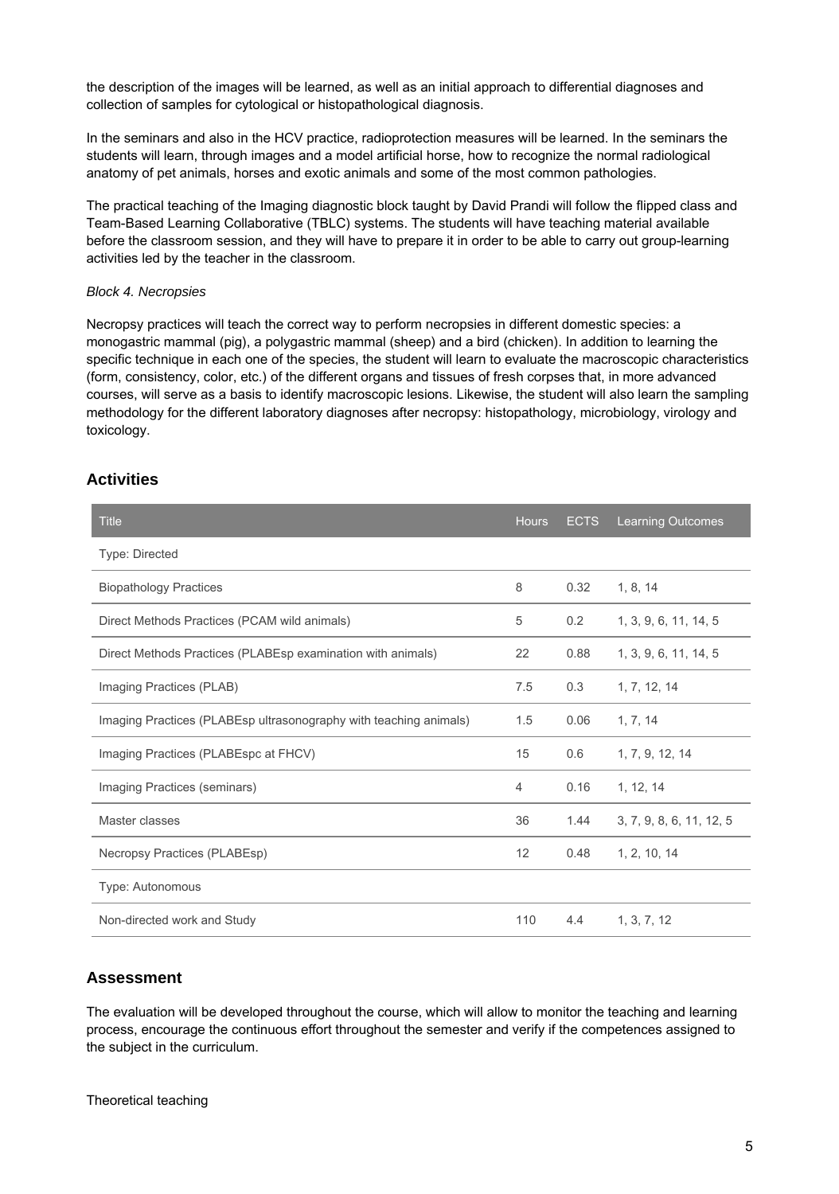the description of the images will be learned, as well as an initial approach to differential diagnoses and collection of samples for cytological or histopathological diagnosis.

In the seminars and also in the HCV practice, radioprotection measures will be learned. In the seminars the students will learn, through images and a model artificial horse, how to recognize the normal radiological anatomy of pet animals, horses and exotic animals and some of the most common pathologies.

The practical teaching of the Imaging diagnostic block taught by David Prandi will follow the flipped class and Team-Based Learning Collaborative (TBLC) systems. The students will have teaching material available before the classroom session, and they will have to prepare it in order to be able to carry out group-learning activities led by the teacher in the classroom.

*Block 4. Necropsies*

Necropsy practices will teach the correct way to perform necropsies in different domestic species: a monogastric mammal (pig), a polygastric mammal (sheep) and a bird (chicken). In addition to learning the specific technique in each one of the species, the student will learn to evaluate the macroscopic characteristics (form, consistency, color, etc.) of the different organs and tissues of fresh corpses that, in more advanced courses, will serve as a basis to identify macroscopic lesions. Likewise, the student will also learn the sampling methodology for the different laboratory diagnoses after necropsy: histopathology, microbiology, virology and toxicology.

## Activities

| Title | Hours | ECTS | Learning Outcomes |
|---|---|---|---|
| Type: Directed | | | |
| Biopathology Practices | 8 | 0.32 | 1, 8, 14 |
| Direct Methods Practices (PCAM wild animals) | 5 | 0.2 | 1, 3, 9, 6, 11, 14, 5 |
| Direct Methods Practices (PLABEsp examination with animals) | 22 | 0.88 | 1, 3, 9, 6, 11, 14, 5 |
| Imaging Practices (PLAB) | 7.5 | 0.3 | 1, 7, 12, 14 |
| Imaging Practices (PLABEsp ultrasonography with teaching animals) | 1.5 | 0.06 | 1, 7, 14 |
| Imaging Practices (PLABEspc at FHCV) | 15 | 0.6 | 1, 7, 9, 12, 14 |
| Imaging Practices (seminars) | 4 | 0.16 | 1, 12, 14 |
| Master classes | 36 | 1.44 | 3, 7, 9, 8, 6, 11, 12, 5 |
| Necropsy Practices (PLABEsp) | 12 | 0.48 | 1, 2, 10, 14 |
| Type: Autonomous | | | |
| Non-directed work and Study | 110 | 4.4 | 1, 3, 7, 12 |

## Assessment

The evaluation will be developed throughout the course, which will allow to monitor the teaching and learning process, encourage the continuous effort throughout the semester and verify if the competences assigned to the subject in the curriculum.

Theoretical teaching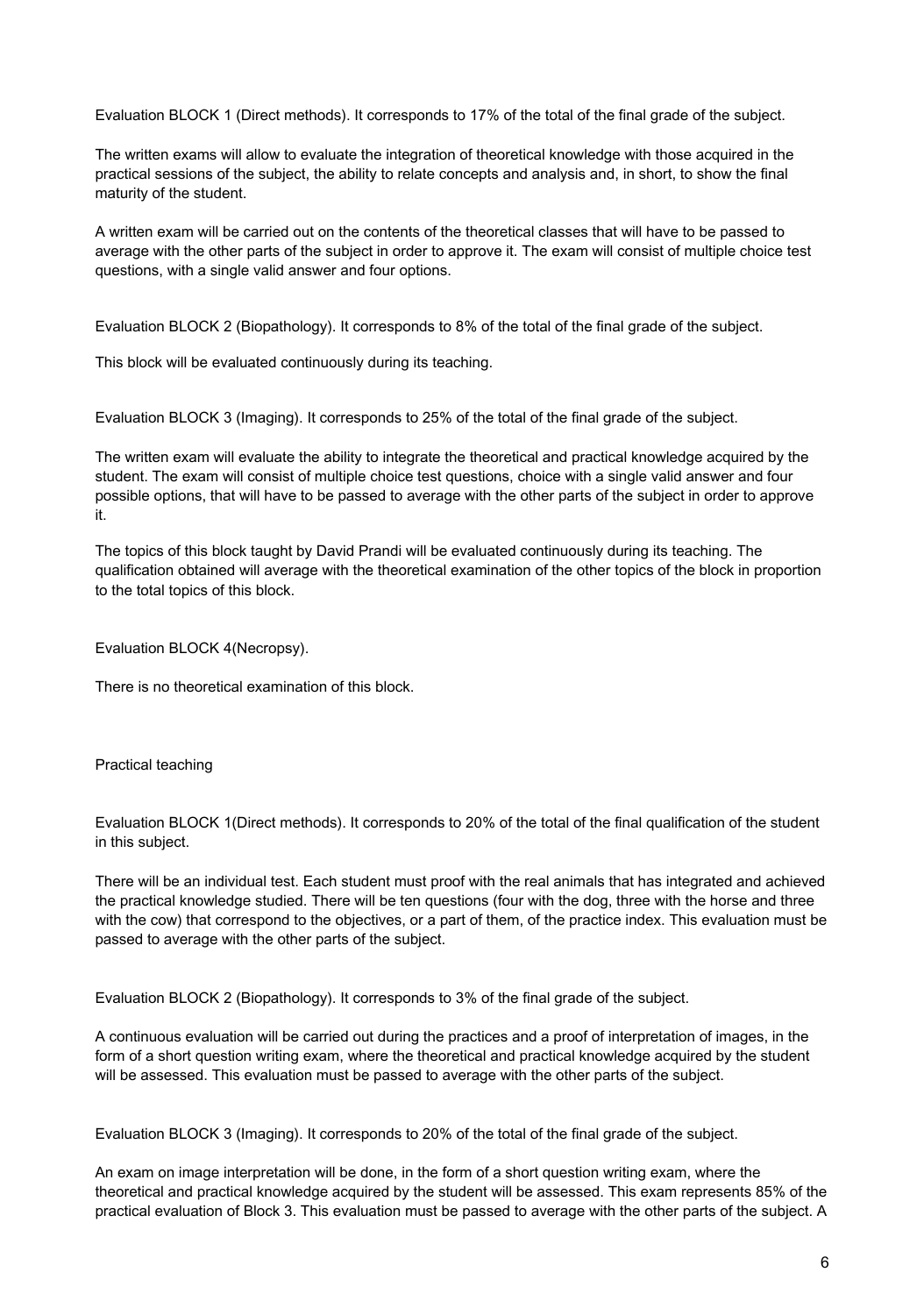Evaluation BLOCK 1 (Direct methods). It corresponds to 17% of the total of the final grade of the subject.

The written exams will allow to evaluate the integration of theoretical knowledge with those acquired in the practical sessions of the subject, the ability to relate concepts and analysis and, in short, to show the final maturity of the student.

A written exam will be carried out on the contents of the theoretical classes that will have to be passed to average with the other parts of the subject in order to approve it. The exam will consist of multiple choice test questions, with a single valid answer and four options.

Evaluation BLOCK 2 (Biopathology). It corresponds to 8% of the total of the final grade of the subject.

This block will be evaluated continuously during its teaching.

Evaluation BLOCK 3 (Imaging). It corresponds to 25% of the total of the final grade of the subject.

The written exam will evaluate the ability to integrate the theoretical and practical knowledge acquired by the student. The exam will consist of multiple choice test questions, choice with a single valid answer and four possible options, that will have to be passed to average with the other parts of the subject in order to approve it.

The topics of this block taught by David Prandi will be evaluated continuously during its teaching. The qualification obtained will average with the theoretical examination of the other topics of the block in proportion to the total topics of this block.

Evaluation BLOCK 4(Necropsy).

There is no theoretical examination of this block.

Practical teaching

Evaluation BLOCK 1(Direct methods). It corresponds to 20% of the total of the final qualification of the student in this subject.

There will be an individual test. Each student must proof with the real animals that has integrated and achieved the practical knowledge studied. There will be ten questions (four with the dog, three with the horse and three with the cow) that correspond to the objectives, or a part of them, of the practice index. This evaluation must be passed to average with the other parts of the subject.

Evaluation BLOCK 2 (Biopathology). It corresponds to 3% of the final grade of the subject.

A continuous evaluation will be carried out during the practices and a proof of interpretation of images, in the form of a short question writing exam, where the theoretical and practical knowledge acquired by the student will be assessed. This evaluation must be passed to average with the other parts of the subject.

Evaluation BLOCK 3 (Imaging). It corresponds to 20% of the total of the final grade of the subject.

An exam on image interpretation will be done, in the form of a short question writing exam, where the theoretical and practical knowledge acquired by the student will be assessed. This exam represents 85% of the practical evaluation of Block 3. This evaluation must be passed to average with the other parts of the subject. A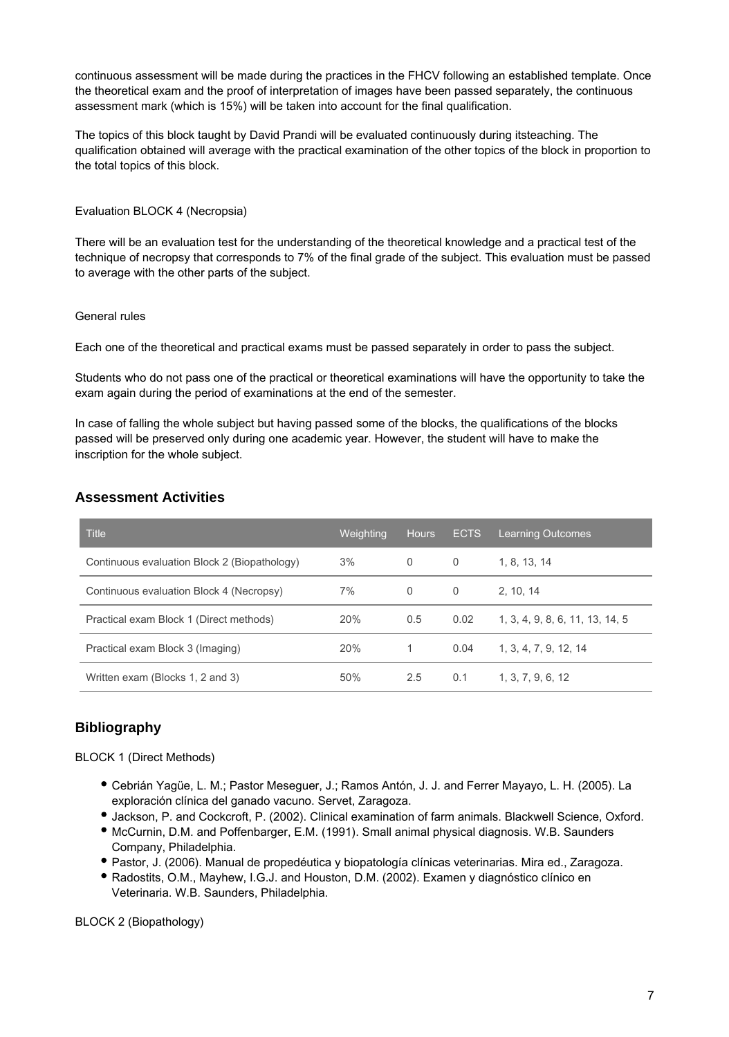continuous assessment will be made during the practices in the FHCV following an established template. Once the theoretical exam and the proof of interpretation of images have been passed separately, the continuous assessment mark (which is 15%) will be taken into account for the final qualification.

The topics of this block taught by David Prandi will be evaluated continuously during itsteaching. The qualification obtained will average with the practical examination of the other topics of the block in proportion to the total topics of this block.

Evaluation BLOCK 4 (Necropsia)

There will be an evaluation test for the understanding of the theoretical knowledge and a practical test of the technique of necropsy that corresponds to 7% of the final grade of the subject. This evaluation must be passed to average with the other parts of the subject.

General rules

Each one of the theoretical and practical exams must be passed separately in order to pass the subject.

Students who do not pass one of the practical or theoretical examinations will have the opportunity to take the exam again during the period of examinations at the end of the semester.

In case of falling the whole subject but having passed some of the blocks, the qualifications of the blocks passed will be preserved only during one academic year. However, the student will have to make the inscription for the whole subject.

## Assessment Activities

| Title | Weighting | Hours | ECTS | Learning Outcomes |
|---|---|---|---|---|
| Continuous evaluation Block 2 (Biopathology) | 3% | 0 | 0 | 1, 8, 13, 14 |
| Continuous evaluation Block 4 (Necropsy) | 7% | 0 | 0 | 2, 10, 14 |
| Practical exam Block 1 (Direct methods) | 20% | 0.5 | 0.02 | 1, 3, 4, 9, 8, 6, 11, 13, 14, 5 |
| Practical exam Block 3 (Imaging) | 20% | 1 | 0.04 | 1, 3, 4, 7, 9, 12, 14 |
| Written exam (Blocks 1, 2 and 3) | 50% | 2.5 | 0.1 | 1, 3, 7, 9, 6, 12 |

## Bibliography

BLOCK 1 (Direct Methods)

- Cebrián Yagüe, L. M.; Pastor Meseguer, J.; Ramos Antón, J. J. and Ferrer Mayayo, L. H. (2005). La exploración clínica del ganado vacuno. Servet, Zaragoza.
- Jackson, P. and Cockcroft, P. (2002). Clinical examination of farm animals. Blackwell Science, Oxford.
- McCurnin, D.M. and Poffenbarger, E.M. (1991). Small animal physical diagnosis. W.B. Saunders Company, Philadelphia.
- Pastor, J. (2006). Manual de propedéutica y biopatología clínicas veterinarias. Mira ed., Zaragoza.
- Radostits, O.M., Mayhew, I.G.J. and Houston, D.M. (2002). Examen y diagnóstico clínico en Veterinaria. W.B. Saunders, Philadelphia.

BLOCK 2 (Biopathology)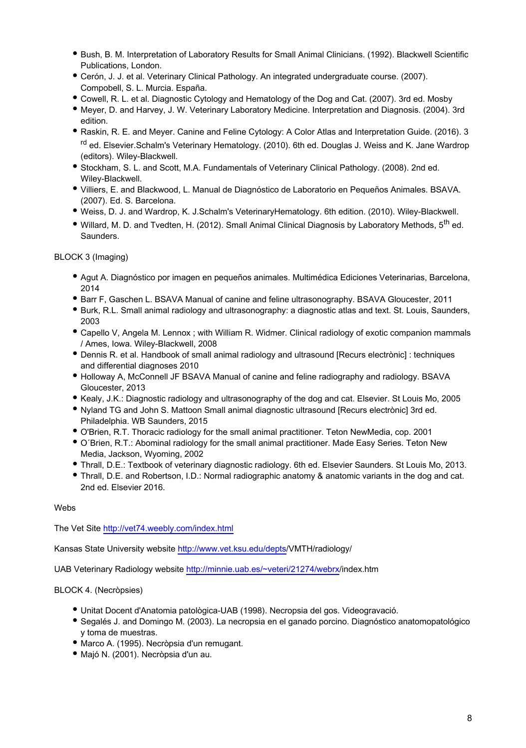- Bush, B. M. Interpretation of Laboratory Results for Small Animal Clinicians. (1992). Blackwell Scientific Publications, London.
- Cerón, J. J. et al. Veterinary Clinical Pathology. An integrated undergraduate course. (2007). Compobell, S. L. Murcia. España.
- Cowell, R. L. et al. Diagnostic Cytology and Hematology of the Dog and Cat. (2007). 3rd ed. Mosby
- Meyer, D. and Harvey, J. W. Veterinary Laboratory Medicine. Interpretation and Diagnosis. (2004). 3rd edition.
- Raskin, R. E. and Meyer. Canine and Feline Cytology: A Color Atlas and Interpretation Guide. (2016). 3rd ed. Elsevier.Schalm's Veterinary Hematology. (2010). 6th ed. Douglas J. Weiss and K. Jane Wardrop (editors). Wiley-Blackwell.
- Stockham, S. L. and Scott, M.A. Fundamentals of Veterinary Clinical Pathology. (2008). 2nd ed. Wiley-Blackwell.
- Villiers, E. and Blackwood, L. Manual de Diagnóstico de Laboratorio en Pequeños Animales. BSAVA. (2007). Ed. S. Barcelona.
- Weiss, D. J. and Wardrop, K. J.Schalm's VeterinaryHematology. 6th edition. (2010). Wiley-Blackwell.
- Willard, M. D. and Tvedten, H. (2012). Small Animal Clinical Diagnosis by Laboratory Methods, 5th ed. Saunders.

BLOCK 3 (Imaging)

- Agut A. Diagnóstico por imagen en pequeños animales. Multimédica Ediciones Veterinarias, Barcelona, 2014
- Barr F, Gaschen L. BSAVA Manual of canine and feline ultrasonography. BSAVA Gloucester, 2011
- Burk, R.L. Small animal radiology and ultrasonography: a diagnostic atlas and text. St. Louis, Saunders, 2003
- Capello V, Angela M. Lennox ; with William R. Widmer. Clinical radiology of exotic companion mammals / Ames, Iowa. Wiley-Blackwell, 2008
- Dennis R. et al. Handbook of small animal radiology and ultrasound [Recurs electrònic] : techniques and differential diagnoses 2010
- Holloway A, McConnell JF BSAVA Manual of canine and feline radiography and radiology. BSAVA Gloucester, 2013
- Kealy, J.K.: Diagnostic radiology and ultrasonography of the dog and cat. Elsevier. St Louis Mo, 2005
- Nyland TG and John S. Mattoon Small animal diagnostic ultrasound [Recurs electrònic] 3rd ed. Philadelphia. WB Saunders, 2015
- O'Brien, R.T. Thoracic radiology for the small animal practitioner. Teton NewMedia, cop. 2001
- O´Brien, R.T.: Abominal radiology for the small animal practitioner. Made Easy Series. Teton New Media, Jackson, Wyoming, 2002
- Thrall, D.E.: Textbook of veterinary diagnostic radiology. 6th ed. Elsevier Saunders. St Louis Mo, 2013.
- Thrall, D.E. and Robertson, I.D.: Normal radiographic anatomy & anatomic variants in the dog and cat. 2nd ed. Elsevier 2016.

Webs

The Vet Site http://vet74.weebly.com/index.html

Kansas State University website http://www.vet.ksu.edu/depts/VMTH/radiology/

UAB Veterinary Radiology website http://minnie.uab.es/~veteri/21274/webrx/index.htm

BLOCK 4. (Necròpsies)

- Unitat Docent d'Anatomia patològica-UAB (1998). Necropsia del gos. Videogravació.
- Segalés J. and Domingo M. (2003). La necropsia en el ganado porcino. Diagnóstico anatomopatológico y toma de muestras.
- Marco A. (1995). Necròpsia d'un remugant.
- Majó N. (2001). Necròpsia d'un au.